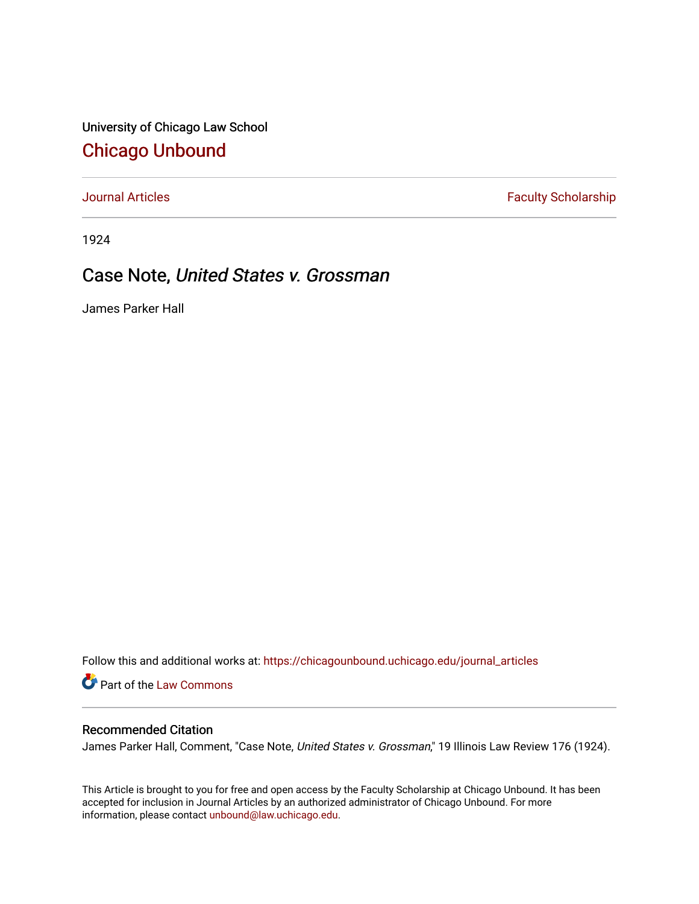University of Chicago Law School

# Chicago Unbound

Journal Articles | Faculty Scholarship

1924

## Case Note, *United States v. Grossman*

James Parker Hall

Follow this and additional works at: https://chicagounbound.uchicago.edu/journal_articles

Part of the Law Commons

### Recommended Citation

James Parker Hall, Comment, "Case Note, *United States v. Grossman*," 19 Illinois Law Review 176 (1924).

This Article is brought to you for free and open access by the Faculty Scholarship at Chicago Unbound. It has been accepted for inclusion in Journal Articles by an authorized administrator of Chicago Unbound. For more information, please contact unbound@law.uchicago.edu.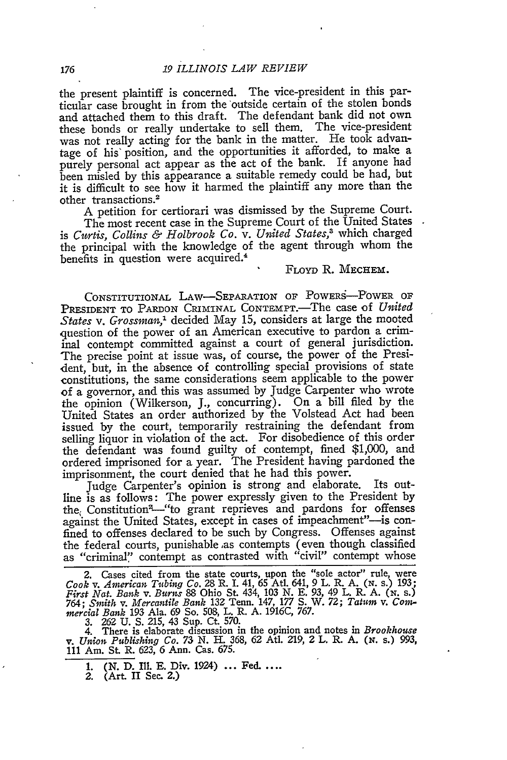the present plaintiff is concerned. The vice-president in this particular case brought in from the outside certain of the stolen bonds and attached them to this draft. The defendant bank did not own these bonds or really undertake to sell them. The vice-president was not really acting for the bank in the matter. He took advantage of his position, and the opportunities it afforded, to make a purely personal act appear as the act of the bank. If anyone had been misled by this appearance a suitable remedy could be had, but it is difficult to see how it harmed the plaintiff any more than the other transactions.[2]

A petition for certiorari was dismissed by the Supreme Court.

The most recent case in the Supreme Court of the United States is *Curtis, Collins & Holbrook Co.* v. *United States*,[3] which charged the principal with the knowledge of the agent through whom the benefits in question were acquired.[4]

FLOYD R. MECHEM.

CONSTITUTIONAL LAW—SEPARATION OF POWERS—POWER OF PRESIDENT TO PARDON CRIMINAL CONTEMPT.—The case of *United States* v. *Grossman*,[1] decided May 15, considers at large the mooted question of the power of an American executive to pardon a criminal contempt committed against a court of general jurisdiction. The precise point at issue was, of course, the power of the President, but, in the absence of controlling special provisions of state constitutions, the same considerations seem applicable to the power of a governor, and this was assumed by Judge Carpenter who wrote the opinion (Wilkerson, J., concurring). On a bill filed by the United States an order authorized by the Volstead Act had been issued by the court, temporarily restraining the defendant from selling liquor in violation of the act. For disobedience of this order the defendant was found guilty of contempt, fined $1,000, and ordered imprisoned for a year. The President having pardoned the imprisonment, the court denied that he had this power.

Judge Carpenter's opinion is strong and elaborate. Its outline is as follows: The power expressly given to the President by the Constitution[2]—"to grant reprieves and pardons for offenses against the United States, except in cases of impeachment"—is confined to offenses declared to be such by Congress. Offenses against the federal courts, punishable as contempts (even though classified as "criminal" contempt as contrasted with "civil" contempt whose

---

2. Cases cited from the state courts, upon the "sole actor" rule, were *Cook* v. *American Tubing Co.* 28 R. I. 41, 65 Atl. 641, 9 L. R. A. (N. S.) 193; *First Nat. Bank* v. *Burns* 88 Ohio St. 434, 103 N. E. 93, 49 L. R. A. (N. S.) 764; *Smith* v. *Mercantile Bank* 132 Tenn. 147, 177 S. W. 72; *Tatum* v. *Commercial Bank* 193 Ala. 69 So. 508, L. R. A. 1916C, 767.

3. 262 U. S. 215, 43 Sup. Ct. 570.

4. There is elaborate discussion in the opinion and notes in *Brookhouse* v. *Union Publishing Co.* 73 N. H. 368, 62 Atl. 219, 2 L. R. A. (N. S.) 993, 111 Am. St. R. 623, 6 Ann. Cas. 675.

---

1. (N. D. Ill. E. Div. 1924) ... Fed. ....
2. (Art. II Sec. 2.)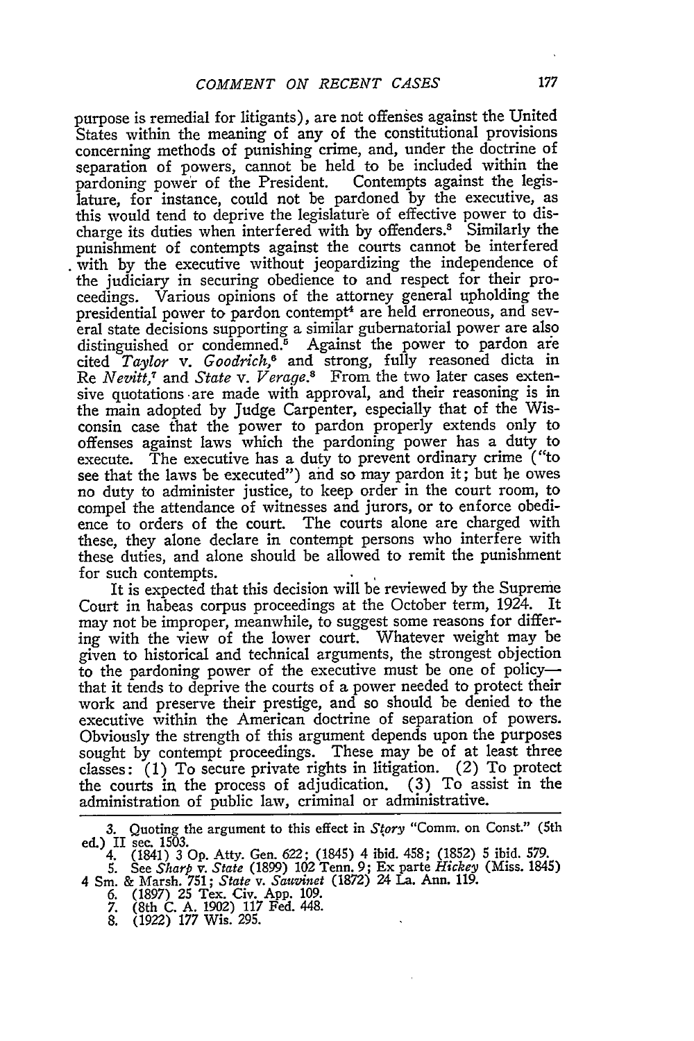purpose is remedial for litigants), are not offenses against the United States within the meaning of any of the constitutional provisions concerning methods of punishing crime, and, under the doctrine of separation of powers, cannot be held to be included within the pardoning power of the President. Contempts against the legislature, for instance, could not be pardoned by the executive, as this would tend to deprive the legislature of effective power to discharge its duties when interfered with by offenders.[3] Similarly the punishment of contempts against the courts cannot be interfered with by the executive without jeopardizing the independence of the judiciary in securing obedience to and respect for their proceedings. Various opinions of the attorney general upholding the presidential power to pardon contempt[4] are held erroneous, and several state decisions supporting a similar gubernatorial power are also distinguished or condemned.[5] Against the power to pardon are cited *Taylor* v. *Goodrich*,[6] and strong, fully reasoned dicta in Re *Nevitt*,[7] and *State* v. *Verage*.[8] From the two later cases extensive quotations are made with approval, and their reasoning is in the main adopted by Judge Carpenter, especially that of the Wisconsin case that the power to pardon properly extends only to offenses against laws which the pardoning power has a duty to execute. The executive has a duty to prevent ordinary crime ("to see that the laws be executed") and so may pardon it; but he owes no duty to administer justice, to keep order in the court room, to compel the attendance of witnesses and jurors, or to enforce obedience to orders of the court. The courts alone are charged with these, they alone declare in contempt persons who interfere with these duties, and alone should be allowed to remit the punishment for such contempts.

It is expected that this decision will be reviewed by the Supreme Court in habeas corpus proceedings at the October term, 1924. It may not be improper, meanwhile, to suggest some reasons for differing with the view of the lower court. Whatever weight may be given to historical and technical arguments, the strongest objection to the pardoning power of the executive must be one of policy—that it tends to deprive the courts of a power needed to protect their work and preserve their prestige, and so should be denied to the executive within the American doctrine of separation of powers. Obviously the strength of this argument depends upon the purposes sought by contempt proceedings. These may be of at least three classes: (1) To secure private rights in litigation. (2) To protect the courts in the process of adjudication. (3) To assist in the administration of public law, criminal or administrative.

---

3. Quoting the argument to this effect in *Story* "Comm. on Const." (5th ed.) II sec. 1503.
4. (1841) 3 Op. Atty. Gen. 622; (1845) 4 ibid. 458; (1852) 5 ibid. 579.
5. See *Sharp* v. *State* (1899) 102 Tenn. 9; Ex parte *Hickey* (Miss. 1845) 4 Sm. & Marsh. 751; *State* v. *Sauvinet* (1872) 24 La. Ann. 119.
6. (1897) 25 Tex. Civ. App. 109.
7. (8th C. A. 1902) 117 Fed. 448.
8. (1922) 177 Wis. 295.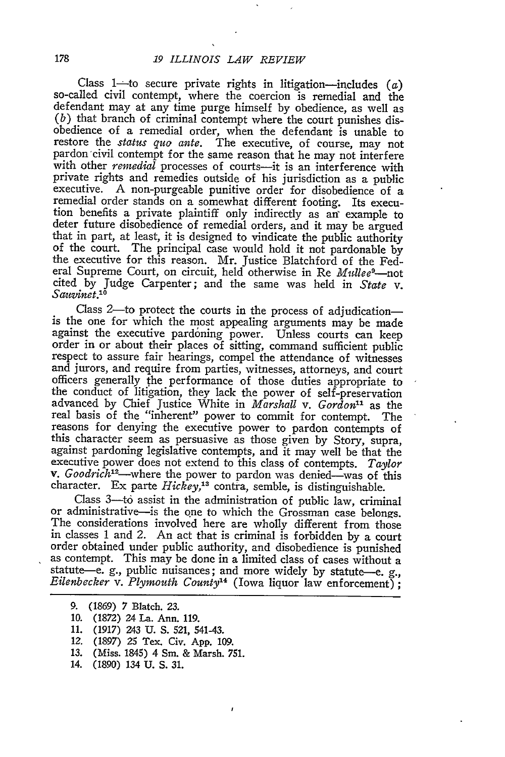Class 1—to secure private rights in litigation—includes (*a*) so-called civil contempt, where the coercion is remedial and the defendant may at any time purge himself by obedience, as well as (*b*) that branch of criminal contempt where the court punishes disobedience of a remedial order, when the defendant is unable to restore the *status quo ante*. The executive, of course, may not pardon civil contempt for the same reason that he may not interfere with other *remedial* processes of courts—it is an interference with private rights and remedies outside of his jurisdiction as a public executive. A non-purgeable punitive order for disobedience of a remedial order stands on a somewhat different footing. Its execution benefits a private plaintiff only indirectly as an example to deter future disobedience of remedial orders, and it may be argued that in part, at least, it is designed to vindicate the public authority of the court. The principal case would hold it not pardonable by the executive for this reason. Mr. Justice Blatchford of the Federal Supreme Court, on circuit, held otherwise in Re *Mullee*[9]—not cited by Judge Carpenter; and the same was held in *State* v. *Sauvinet*.[10]

Class 2—to protect the courts in the process of adjudication—is the one for which the most appealing arguments may be made against the executive pardoning power. Unless courts can keep order in or about their places of sitting, command sufficient public respect to assure fair hearings, compel the attendance of witnesses and jurors, and require from parties, witnesses, attorneys, and court officers generally the performance of those duties appropriate to the conduct of litigation, they lack the power of self-preservation advanced by Chief Justice White in *Marshall* v. *Gordon*[11] as the real basis of the "inherent" power to commit for contempt. The reasons for denying the executive power to pardon contempts of this character seem as persuasive as those given by Story, supra, against pardoning legislative contempts, and it may well be that the executive power does not extend to this class of contempts. *Taylor* v. *Goodrich*[12]—where the power to pardon was denied—was of this character. Ex parte *Hickey*,[13] contra, semble, is distinguishable.

Class 3—to assist in the administration of public law, criminal or administrative—is the one to which the Grossman case belongs. The considerations involved here are wholly different from those in classes 1 and 2. An act that is criminal is forbidden by a court order obtained under public authority, and disobedience is punished as contempt. This may be done in a limited class of cases without a statute—e. g., public nuisances; and more widely by statute—e. g., *Eilenbecker* v. *Plymouth County*[14] (Iowa liquor law enforcement);

---

9. (1869) 7 Blatch. 23.
10. (1872) 24 La. Ann. 119.
11. (1917) 243 U. S. 521, 541-43.
12. (1897) 25 Tex. Civ. App. 109.
13. (Miss. 1845) 4 Sm. & Marsh. 751.
14. (1890) 134 U. S. 31.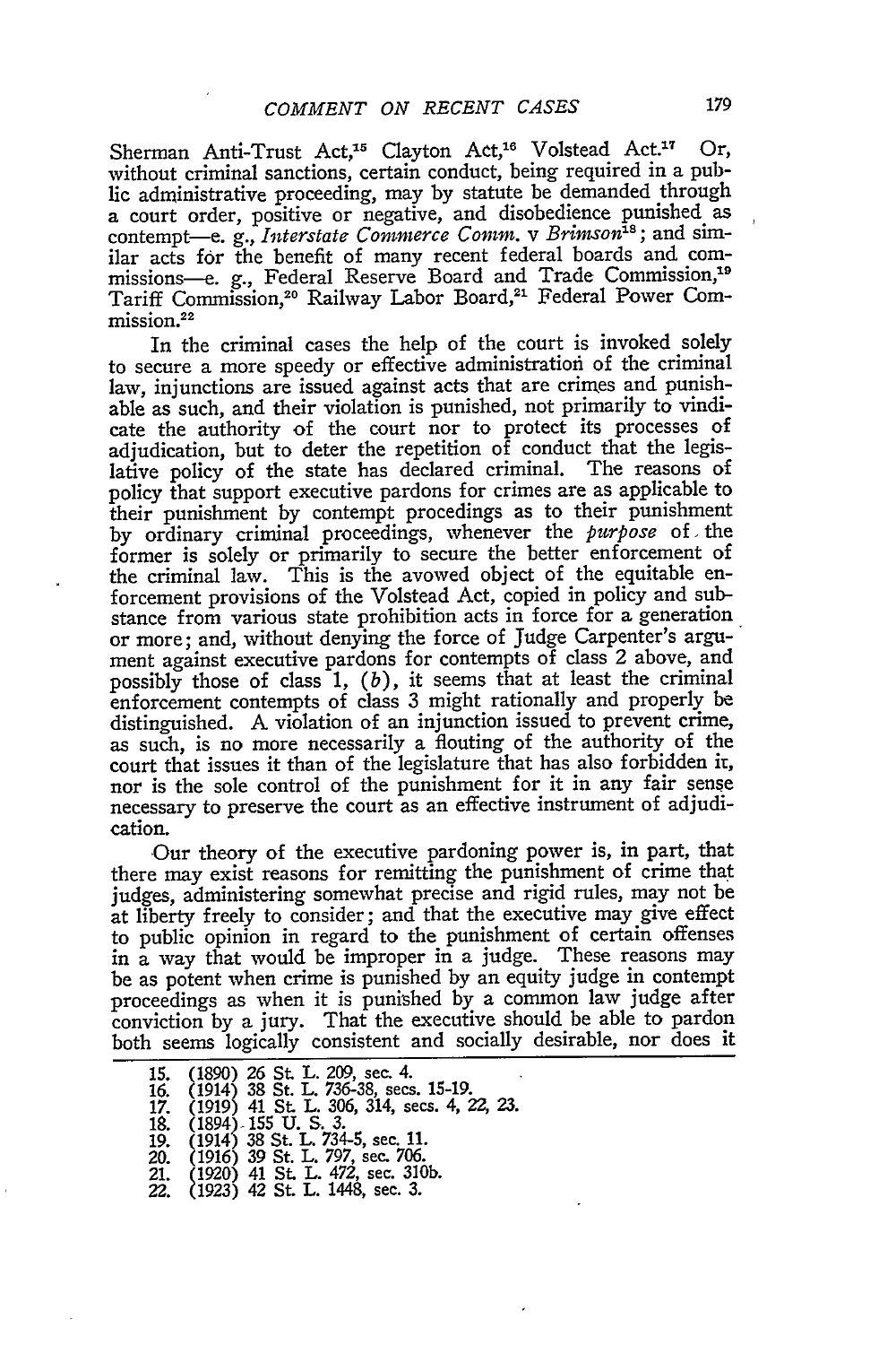Sherman Anti-Trust Act,[15] Clayton Act,[16] Volstead Act.[17] Or, without criminal sanctions, certain conduct, being required in a public administrative proceeding, may by statute be demanded through a court order, positive or negative, and disobedience punished as contempt—e. g., *Interstate Commerce Comm.* v *Brimson*[18]; and similar acts for the benefit of many recent federal boards and commissions—e. g., Federal Reserve Board and Trade Commission,[19] Tariff Commission,[20] Railway Labor Board,[21] Federal Power Commission.[22]

In the criminal cases the help of the court is invoked solely to secure a more speedy or effective administration of the criminal law, injunctions are issued against acts that are crimes and punishable as such, and their violation is punished, not primarily to vindicate the authority of the court nor to protect its processes of adjudication, but to deter the repetition of conduct that the legislative policy of the state has declared criminal. The reasons of policy that support executive pardons for crimes are as applicable to their punishment by contempt procedings as to their punishment by ordinary criminal proceedings, whenever the *purpose* of the former is solely or primarily to secure the better enforcement of the criminal law. This is the avowed object of the equitable enforcement provisions of the Volstead Act, copied in policy and substance from various state prohibition acts in force for a generation or more; and, without denying the force of Judge Carpenter's argument against executive pardons for contempts of class 2 above, and possibly those of class 1, (*b*), it seems that at least the criminal enforcement contempts of class 3 might rationally and properly be distinguished. A violation of an injunction issued to prevent crime, as such, is no more necessarily a flouting of the authority of the court that issues it than of the legislature that has also forbidden it, nor is the sole control of the punishment for it in any fair sense necessary to preserve the court as an effective instrument of adjudication.

Our theory of the executive pardoning power is, in part, that there may exist reasons for remitting the punishment of crime that judges, administering somewhat precise and rigid rules, may not be at liberty freely to consider; and that the executive may give effect to public opinion in regard to the punishment of certain offenses in a way that would be improper in a judge. These reasons may be as potent when crime is punished by an equity judge in contempt proceedings as when it is punished by a common law judge after conviction by a jury. That the executive should be able to pardon both seems logically consistent and socially desirable, nor does it

15. (1890) 26 St. L. 209, sec. 4.
16. (1914) 38 St. L. 736-38, secs. 15-19.
17. (1919) 41 St. L. 306, 314, secs. 4, 22, 23.
18. (1894) 155 U. S. 3.
19. (1914) 38 St. L. 734-5, sec. 11.
20. (1916) 39 St. L. 797, sec. 706.
21. (1920) 41 St. L. 472, sec. 310b.
22. (1923) 42 St. L. 1448, sec. 3.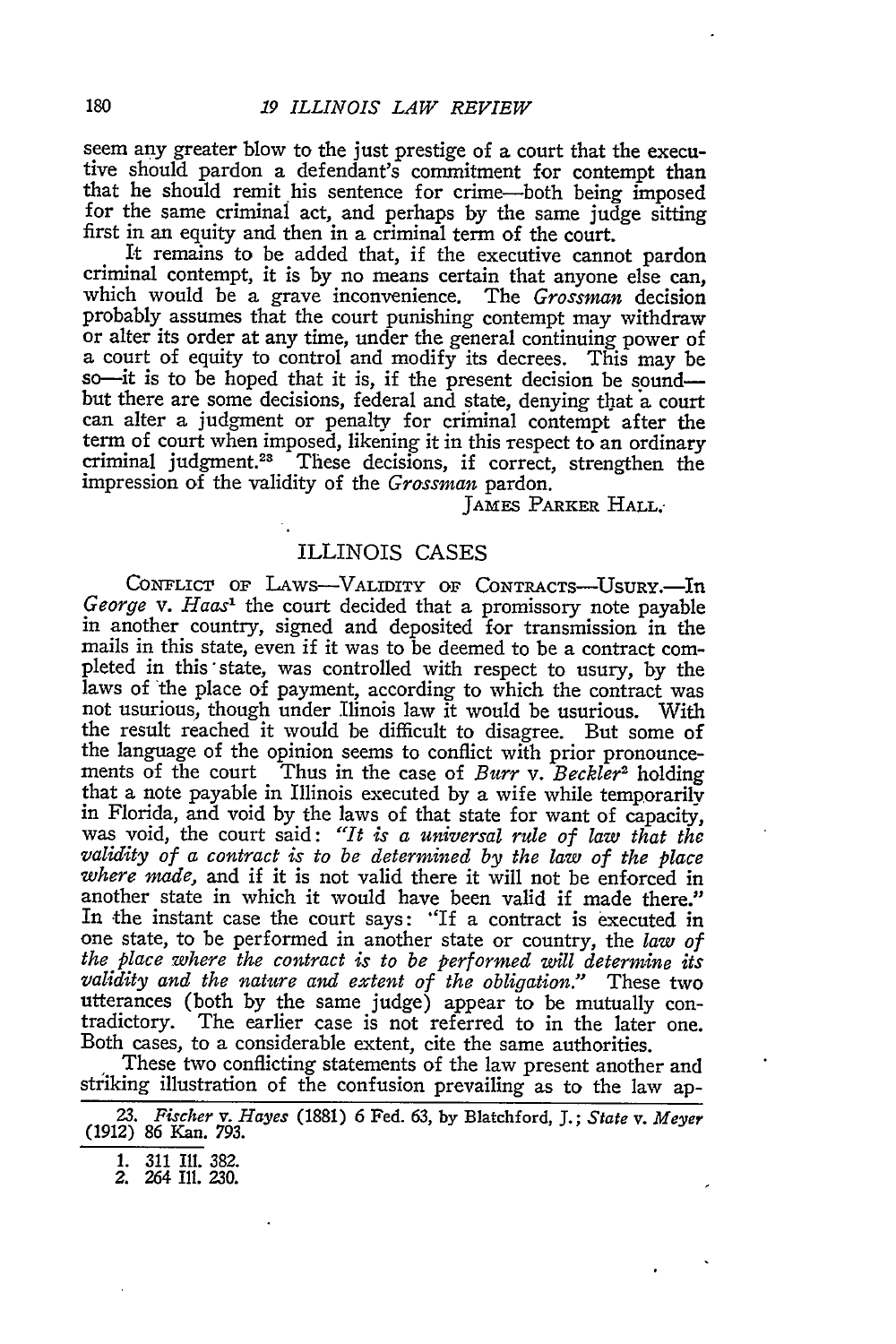seem any greater blow to the just prestige of a court that the executive should pardon a defendant's commitment for contempt than that he should remit his sentence for crime—both being imposed for the same criminal act, and perhaps by the same judge sitting first in an equity and then in a criminal term of the court.

It remains to be added that, if the executive cannot pardon criminal contempt, it is by no means certain that anyone else can, which would be a grave inconvenience. The *Grossman* decision probably assumes that the court punishing contempt may withdraw or alter its order at any time, under the general continuing power of a court of equity to control and modify its decrees. This may be so—it is to be hoped that it is, if the present decision be sound—but there are some decisions, federal and state, denying that a court can alter a judgment or penalty for criminal contempt after the term of court when imposed, likening it in this respect to an ordinary criminal judgment.[23] These decisions, if correct, strengthen the impression of the validity of the *Grossman* pardon.

JAMES PARKER HALL.

## ILLINOIS CASES

CONFLICT OF LAWS—VALIDITY OF CONTRACTS—USURY.—In *George* v. *Haas*[1] the court decided that a promissory note payable in another country, signed and deposited for transmission in the mails in this state, even if it was to be deemed to be a contract completed in this state, was controlled with respect to usury, by the laws of the place of payment, according to which the contract was not usurious, though under Ilinois law it would be usurious. With the result reached it would be difficult to disagree. But some of the language of the opinion seems to conflict with prior pronouncements of the court Thus in the case of *Burr* v. *Beckler*[2] holding that a note payable in Illinois executed by a wife while temporarily in Florida, and void by the laws of that state for want of capacity, was void, the court said: *"It is a universal rule of law that the validity of a contract is to be determined by the law of the place where made,* and if it is not valid there it will not be enforced in another state in which it would have been valid if made there." In the instant case the court says: "If a contract is executed in one state, to be performed in another state or country, the *law of the place where the contract is to be performed will determine its validity and the nature and extent of the obligation."* These two utterances (both by the same judge) appear to be mutually contradictory. The earlier case is not referred to in the later one. Both cases, to a considerable extent, cite the same authorities.

These two conflicting statements of the law present another and striking illustration of the confusion prevailing as to the law ap-

---

23. *Fischer* v. *Hayes* (1881) 6 Fed. 63, by Blatchford, J.; *State* v. *Meyer* (1912) 86 Kan. 793.

1. 311 Ill. 382.
2. 264 Ill. 230.